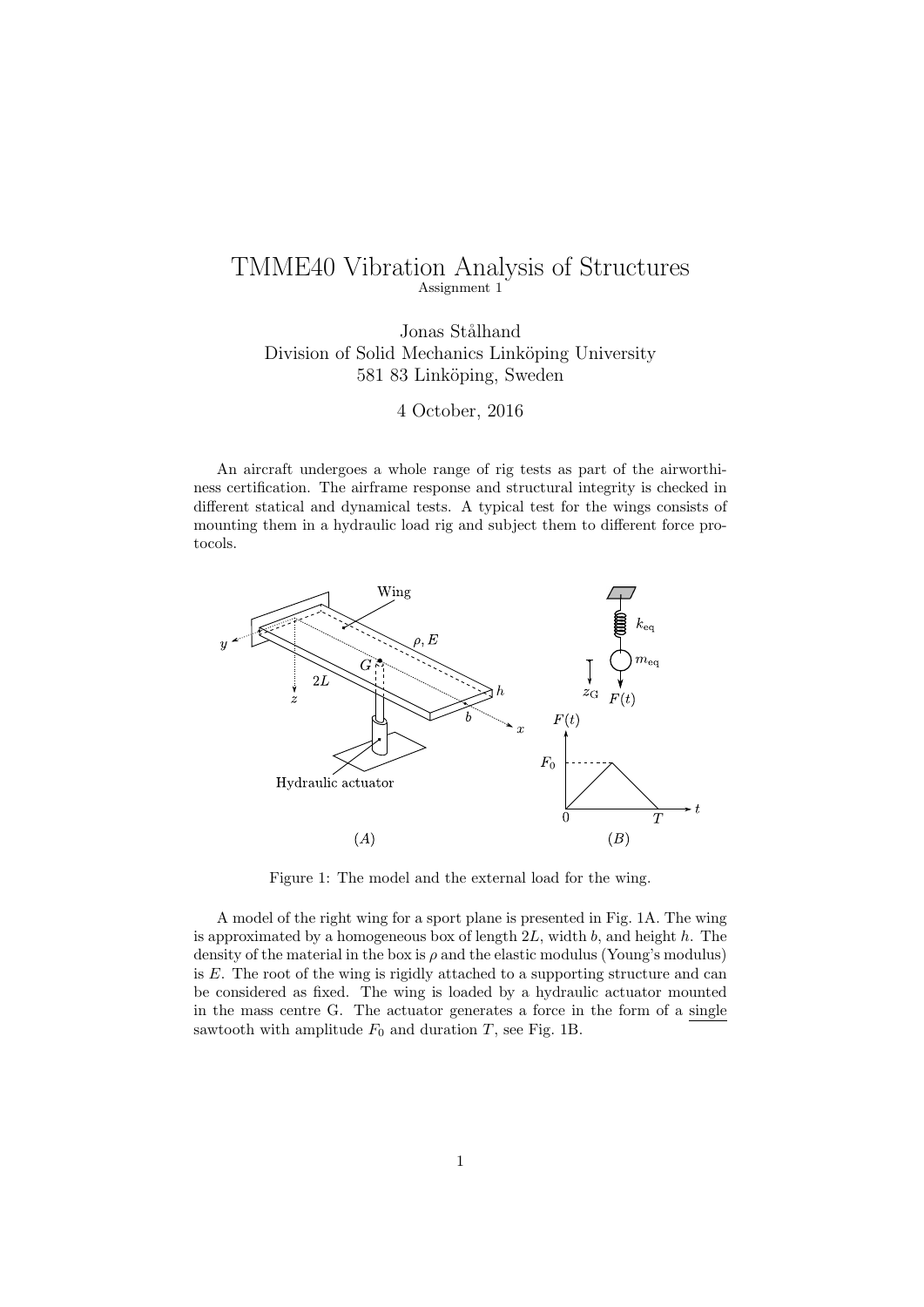# TMME40 Vibration Analysis of Structures

Assignment 1

Jonas Stålhand
Division of Solid Mechanics Linköping University
581 83 Linköping, Sweden

4 October, 2016

An aircraft undergoes a whole range of rig tests as part of the airworthiness certification. The airframe response and structural integrity is checked in different statical and dynamical tests. A typical test for the wings consists of mounting them in a hydraulic load rig and subject them to different force protocols.

Figure 1: The model and the external load for the wing.

A model of the right wing for a sport plane is presented in Fig. 1A. The wing is approximated by a homogeneous box of length $2L$, width $b$, and height $h$. The density of the material in the box is $\rho$ and the elastic modulus (Young's modulus) is $E$. The root of the wing is rigidly attached to a supporting structure and can be considered as fixed. The wing is loaded by a hydraulic actuator mounted in the mass centre G. The actuator generates a force in the form of a <u>single</u> sawtooth with amplitude $F_0$ and duration $T$, see Fig. 1B.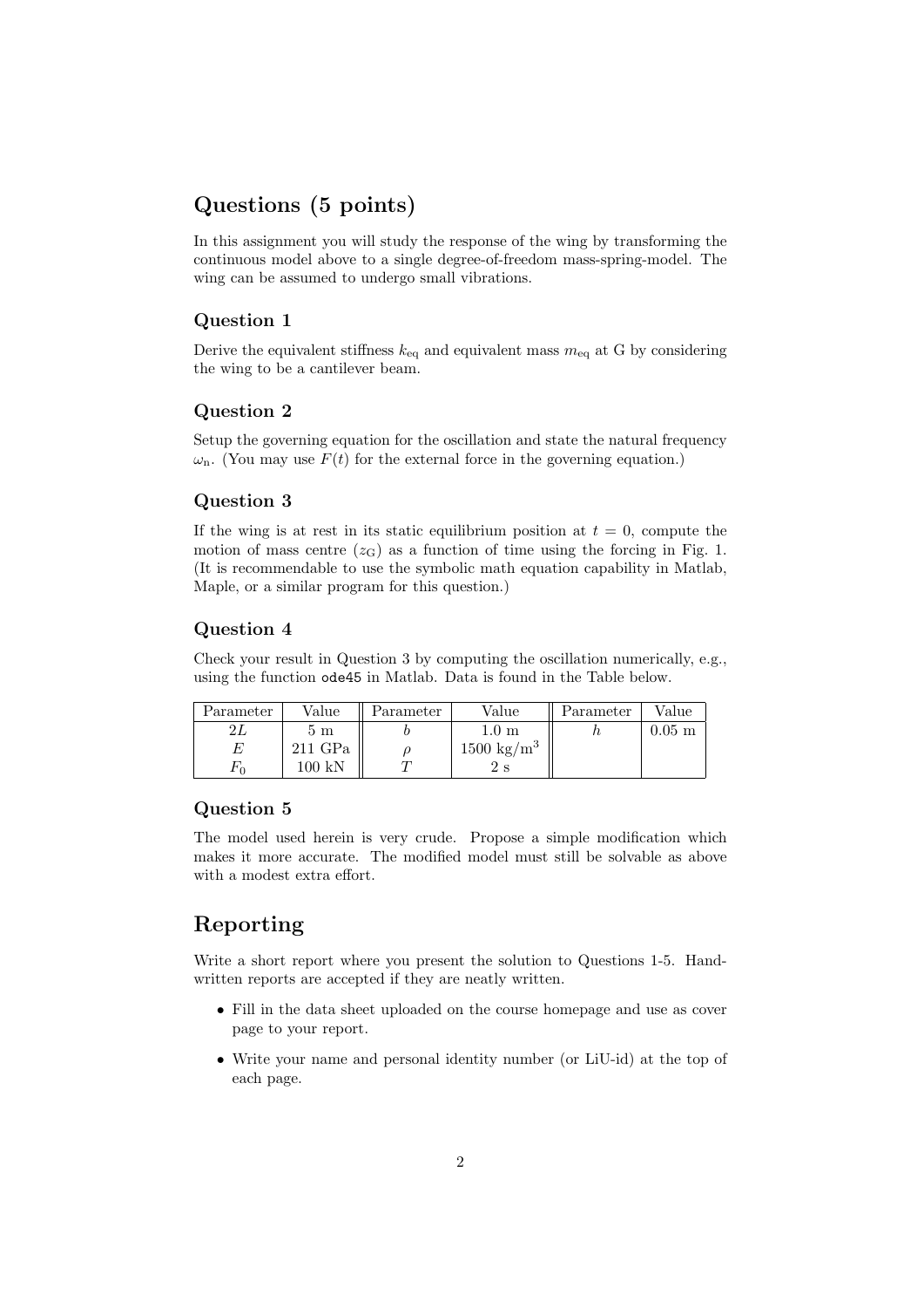## Questions (5 points)

In this assignment you will study the response of the wing by transforming the continuous model above to a single degree-of-freedom mass-spring-model. The wing can be assumed to undergo small vibrations.

### Question 1

Derive the equivalent stiffness $k_{\text{eq}}$ and equivalent mass $m_{\text{eq}}$ at G by considering the wing to be a cantilever beam.

### Question 2

Setup the governing equation for the oscillation and state the natural frequency $\omega_{\text{n}}$. (You may use $F(t)$ for the external force in the governing equation.)

### Question 3

If the wing is at rest in its static equilibrium position at $t = 0$, compute the motion of mass centre ($z_{\text{G}}$) as a function of time using the forcing in Fig. 1. (It is recommendable to use the symbolic math equation capability in Matlab, Maple, or a similar program for this question.)

### Question 4

Check your result in Question 3 by computing the oscillation numerically, e.g., using the function `ode45` in Matlab. Data is found in the Table below.

| Parameter | Value | Parameter | Value | Parameter | Value |
|---|---|---|---|---|---|
| $2L$ | 5 m | $b$ | 1.0 m | $h$ | 0.05 m |
| $E$ | 211 GPa | $\rho$ | 1500 kg/m$^3$ | | |
| $F_0$ | 100 kN | $T$ | 2 s | | |

### Question 5

The model used herein is very crude. Propose a simple modification which makes it more accurate. The modified model must still be solvable as above with a modest extra effort.

## Reporting

Write a short report where you present the solution to Questions 1-5. Hand-written reports are accepted if they are neatly written.

- Fill in the data sheet uploaded on the course homepage and use as cover page to your report.
- Write your name and personal identity number (or LiU-id) at the top of each page.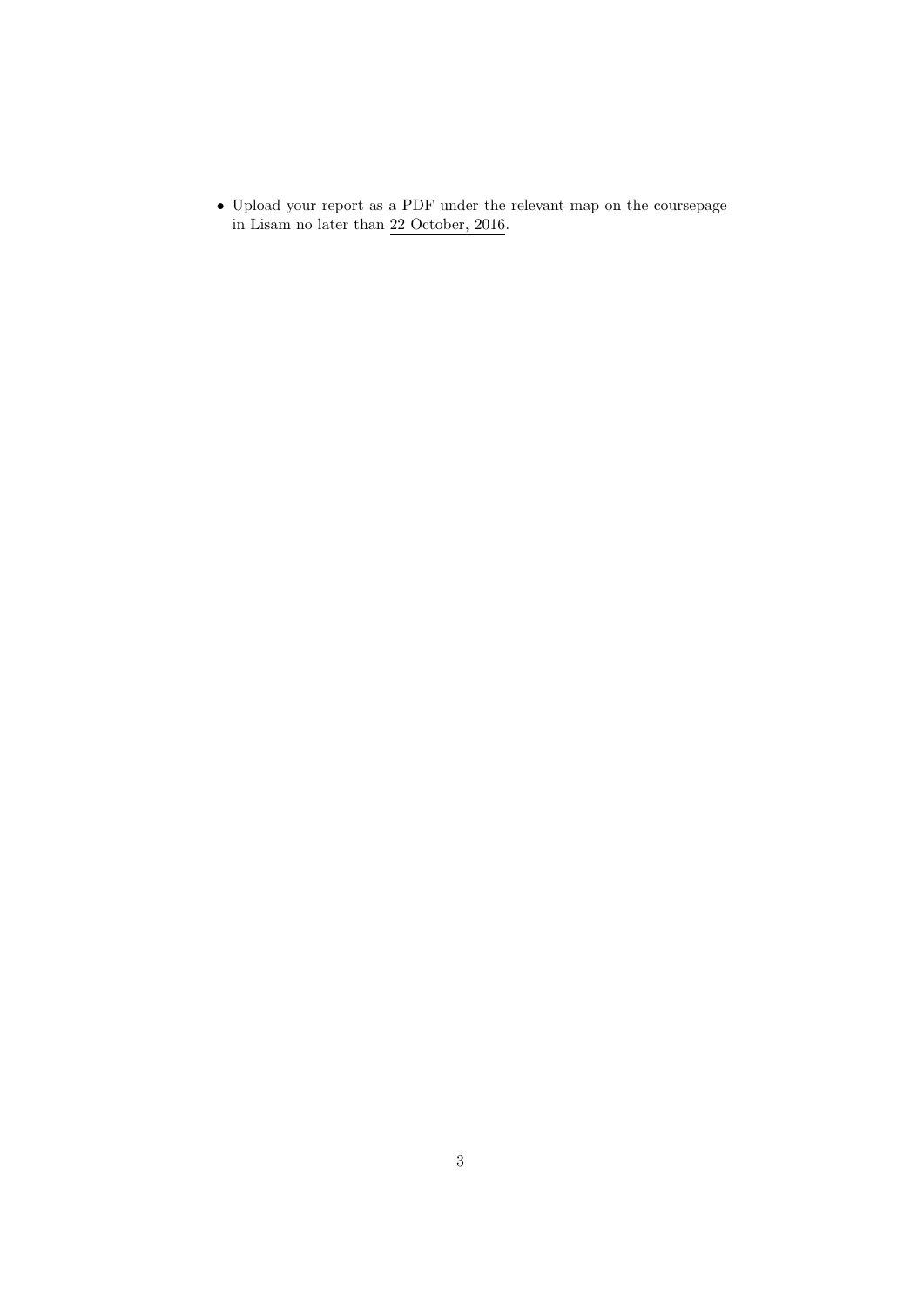- Upload your report as a PDF under the relevant map on the coursepage in Lisam no later than <u>22 October, 2016</u>.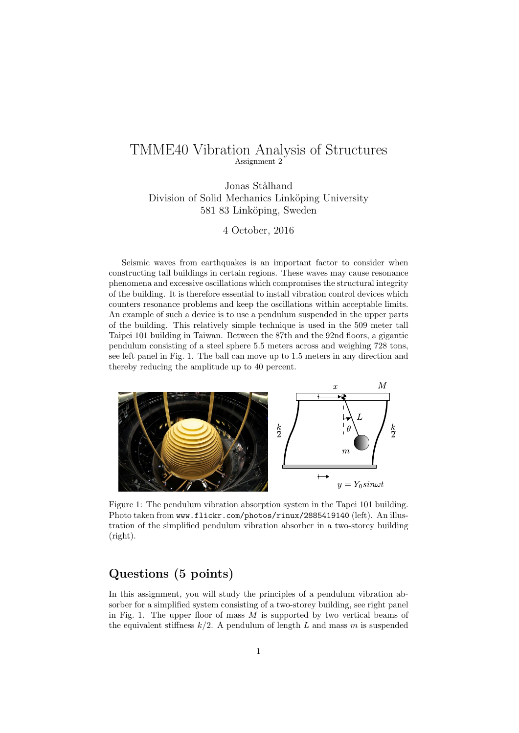# TMME40 Vibration Analysis of Structures

Assignment 2

Jonas Stålhand
Division of Solid Mechanics Linköping University
581 83 Linköping, Sweden

4 October, 2016

Seismic waves from earthquakes is an important factor to consider when constructing tall buildings in certain regions. These waves may cause resonance phenomena and excessive oscillations which compromises the structural integrity of the building. It is therefore essential to install vibration control devices which counters resonance problems and keep the oscillations within acceptable limits. An example of such a device is to use a pendulum suspended in the upper parts of the building. This relatively simple technique is used in the 509 meter tall Taipei 101 building in Taiwan. Between the 87th and the 92nd floors, a gigantic pendulum consisting of a steel sphere 5.5 meters across and weighing 728 tons, see left panel in Fig. 1. The ball can move up to 1.5 meters in any direction and thereby reducing the amplitude up to 40 percent.

Figure 1: The pendulum vibration absorption system in the Tapei 101 building. Photo taken from `www.flickr.com/photos/rinux/2885419140` (left). An illustration of the simplified pendulum vibration absorber in a two-storey building (right).

## Questions (5 points)

In this assignment, you will study the principles of a pendulum vibration absorber for a simplified system consisting of a two-storey building, see right panel in Fig. 1. The upper floor of mass $M$ is supported by two vertical beams of the equivalent stiffness $k/2$. A pendulum of length $L$ and mass $m$ is suspended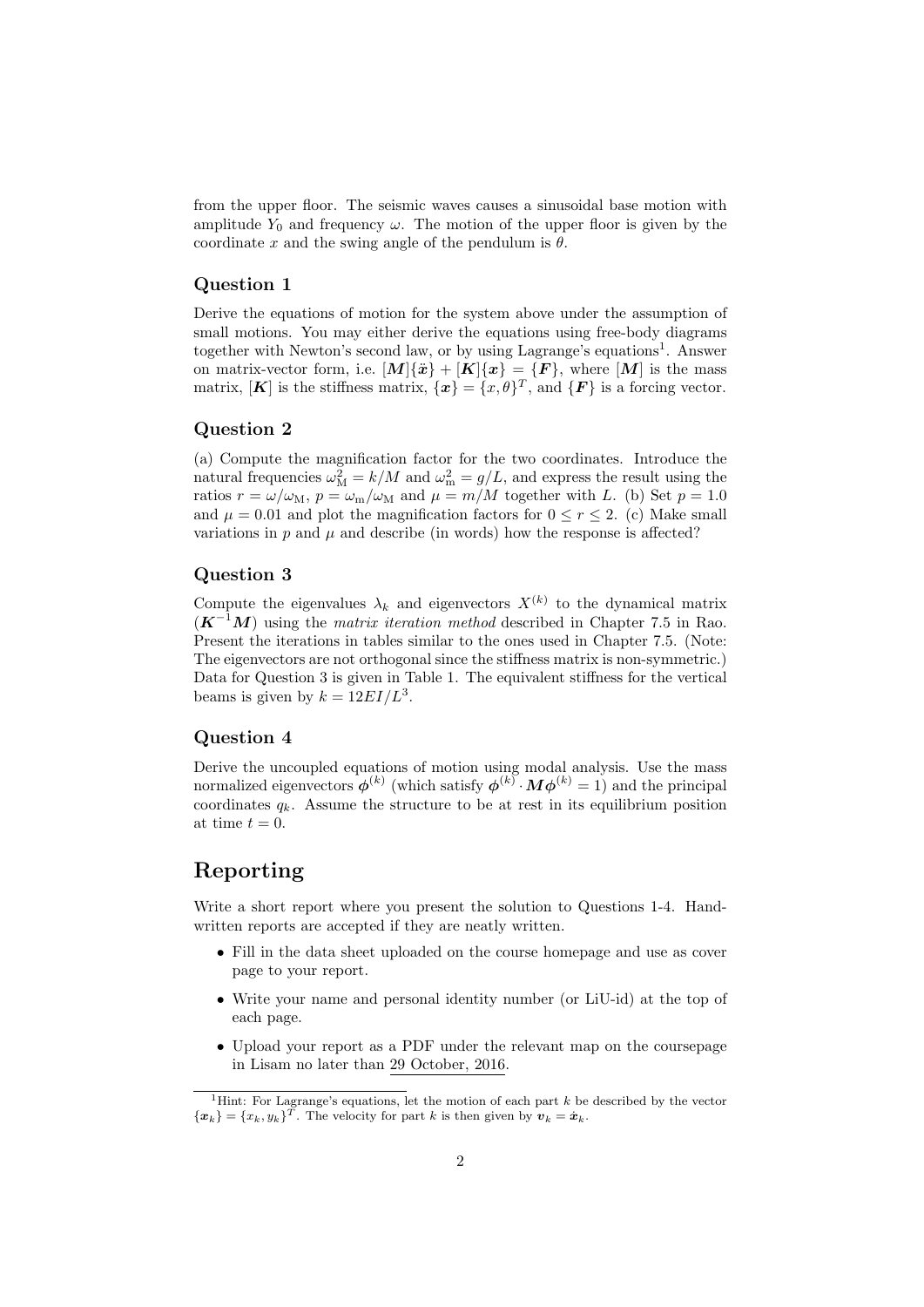from the upper floor. The seismic waves causes a sinusoidal base motion with amplitude $Y_0$ and frequency $\omega$. The motion of the upper floor is given by the coordinate $x$ and the swing angle of the pendulum is $\theta$.

## Question 1

Derive the equations of motion for the system above under the assumption of small motions. You may either derive the equations using free-body diagrams together with Newton's second law, or by using Lagrange's equations[1]. Answer on matrix-vector form, i.e. $[\boldsymbol{M}]\{\ddot{\boldsymbol{x}}\} + [\boldsymbol{K}]\{\boldsymbol{x}\} = \{\boldsymbol{F}\}$, where $[\boldsymbol{M}]$ is the mass matrix, $[\boldsymbol{K}]$ is the stiffness matrix, $\{\boldsymbol{x}\} = \{x, \theta\}^T$, and $\{\boldsymbol{F}\}$ is a forcing vector.

## Question 2

(a) Compute the magnification factor for the two coordinates. Introduce the natural frequencies $\omega_{\mathrm{M}}^2 = k/M$ and $\omega_{\mathrm{m}}^2 = g/L$, and express the result using the ratios $r = \omega/\omega_{\mathrm{M}}$, $p = \omega_{\mathrm{m}}/\omega_{\mathrm{M}}$ and $\mu = m/M$ together with $L$. (b) Set $p = 1.0$ and $\mu = 0.01$ and plot the magnification factors for $0 \leq r \leq 2$. (c) Make small variations in $p$ and $\mu$ and describe (in words) how the response is affected?

## Question 3

Compute the eigenvalues $\lambda_k$ and eigenvectors $X^{(k)}$ to the dynamical matrix $(\boldsymbol{K}^{-1}\boldsymbol{M})$ using the *matrix iteration method* described in Chapter 7.5 in Rao. Present the iterations in tables similar to the ones used in Chapter 7.5. (Note: The eigenvectors are not orthogonal since the stiffness matrix is non-symmetric.) Data for Question 3 is given in Table 1. The equivalent stiffness for the vertical beams is given by $k = 12EI/L^3$.

## Question 4

Derive the uncoupled equations of motion using modal analysis. Use the mass normalized eigenvectors $\boldsymbol{\phi}^{(k)}$ (which satisfy $\boldsymbol{\phi}^{(k)} \cdot \boldsymbol{M}\boldsymbol{\phi}^{(k)} = 1$) and the principal coordinates $q_k$. Assume the structure to be at rest in its equilibrium position at time $t = 0$.

# Reporting

Write a short report where you present the solution to Questions 1-4. Handwritten reports are accepted if they are neatly written.

- Fill in the data sheet uploaded on the course homepage and use as cover page to your report.
- Write your name and personal identity number (or LiU-id) at the top of each page.
- Upload your report as a PDF under the relevant map on the coursepage in Lisam no later than 29 October, 2016.

[1] Hint: For Lagrange's equations, let the motion of each part $k$ be described by the vector $\{\boldsymbol{x}_k\} = \{x_k, y_k\}^T$. The velocity for part $k$ is then given by $\boldsymbol{v}_k = \dot{\boldsymbol{x}}_k$.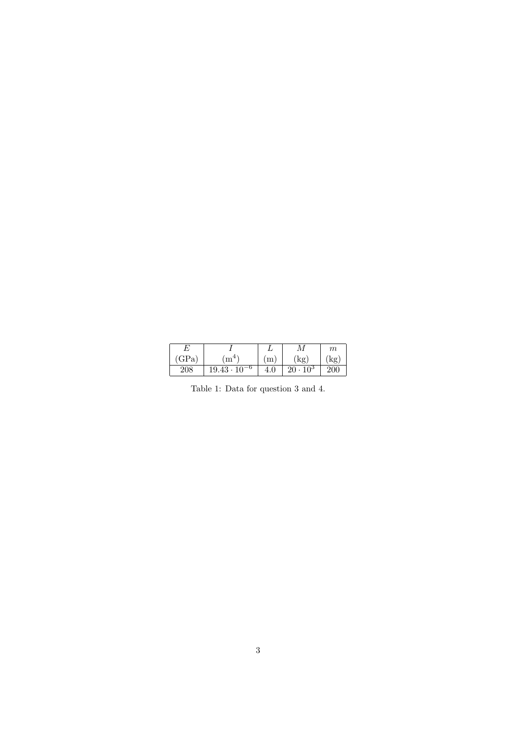| $E$ (GPa) | $I$ ($\mathrm{m}^4$) | $L$ (m) | $M$ (kg) | $m$ (kg) |
|---|---|---|---|---|
| 208 | $19.43 \cdot 10^{-6}$ | 4.0 | $20 \cdot 10^3$ | 200 |

Table 1: Data for question 3 and 4.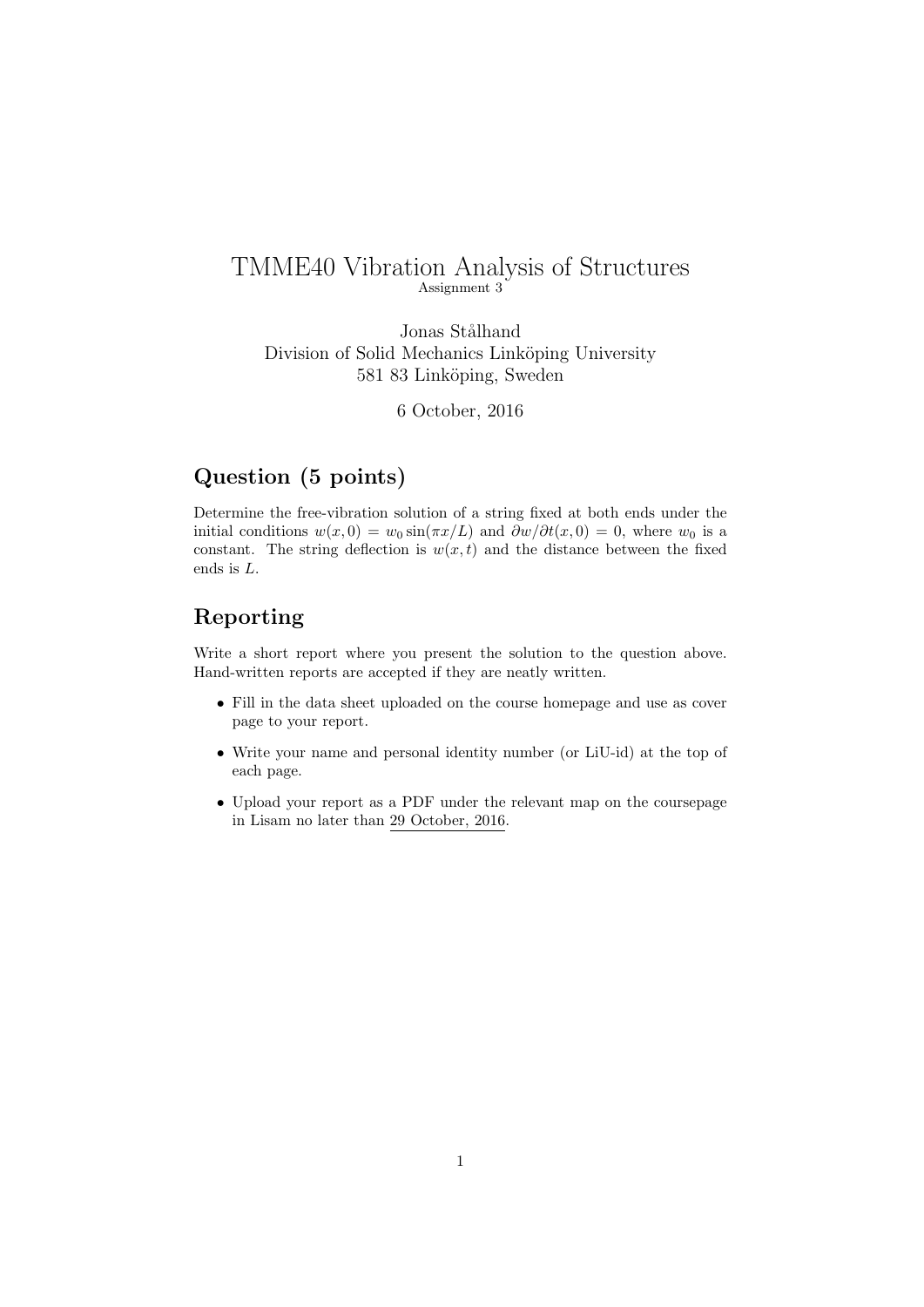# TMME40 Vibration Analysis of Structures

Assignment 3

Jonas Stålhand
Division of Solid Mechanics Linköping University
581 83 Linköping, Sweden

6 October, 2016

## Question (5 points)

Determine the free-vibration solution of a string fixed at both ends under the initial conditions $w(x, 0) = w_0 \sin(\pi x/L)$ and $\partial w/\partial t(x, 0) = 0$, where $w_0$ is a constant. The string deflection is $w(x, t)$ and the distance between the fixed ends is $L$.

## Reporting

Write a short report where you present the solution to the question above. Hand-written reports are accepted if they are neatly written.

- Fill in the data sheet uploaded on the course homepage and use as cover page to your report.
- Write your name and personal identity number (or LiU-id) at the top of each page.
- Upload your report as a PDF under the relevant map on the coursepage in Lisam no later than 29 October, 2016.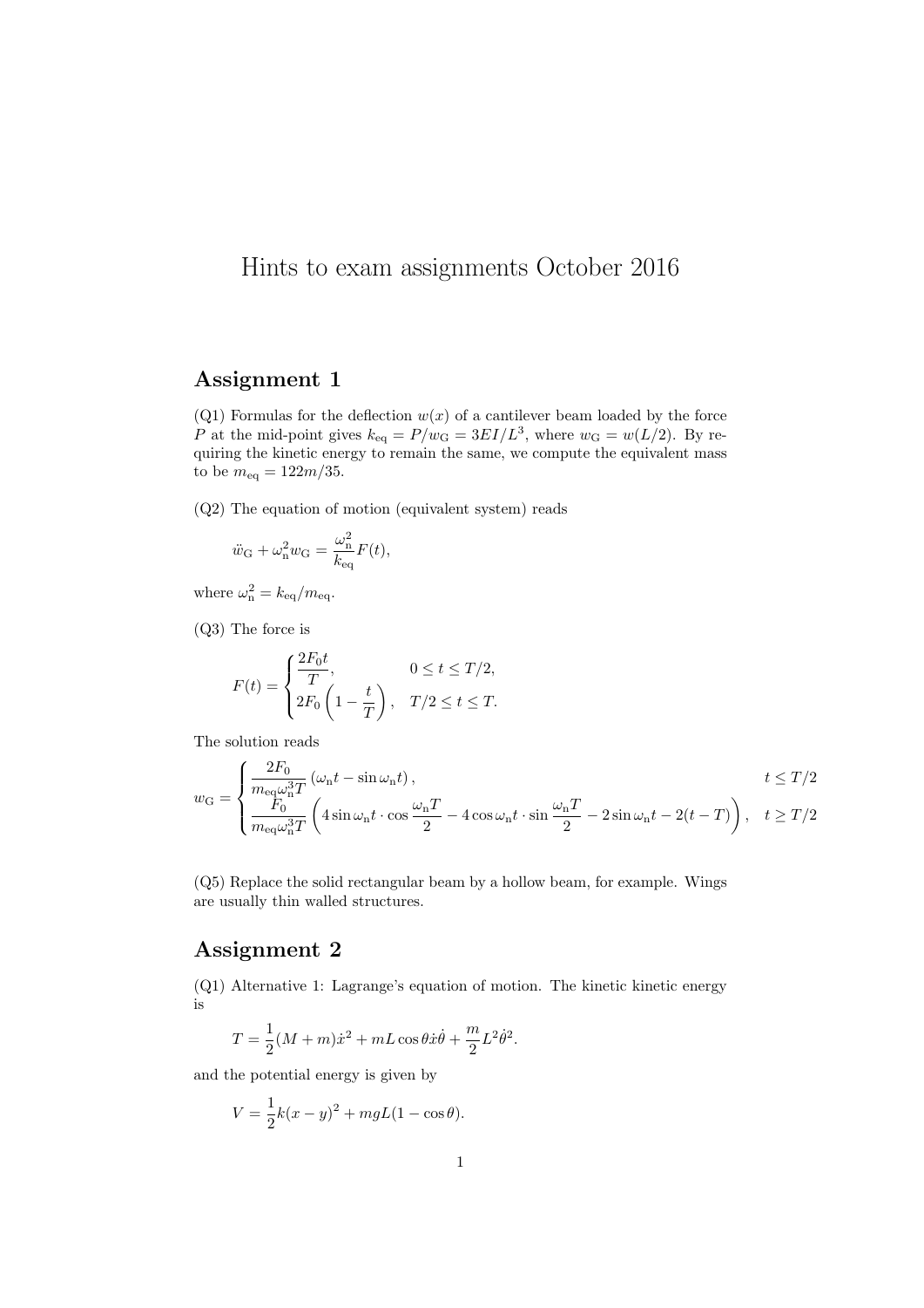# Hints to exam assignments October 2016

## Assignment 1

(Q1) Formulas for the deflection $w(x)$ of a cantilever beam loaded by the force $P$ at the mid-point gives $k_{\mathrm{eq}} = P/w_{\mathrm{G}} = 3EI/L^3$, where $w_{\mathrm{G}} = w(L/2)$. By requiring the kinetic energy to remain the same, we compute the equivalent mass to be $m_{\mathrm{eq}} = 122m/35$.

(Q2) The equation of motion (equivalent system) reads

$$\ddot{w}_{\mathrm{G}} + \omega_{\mathrm{n}}^2 w_{\mathrm{G}} = \frac{\omega_{\mathrm{n}}^2}{k_{\mathrm{eq}}} F(t),$$

where $\omega_{\mathrm{n}}^2 = k_{\mathrm{eq}}/m_{\mathrm{eq}}$.

(Q3) The force is

$$F(t) = \begin{cases} \dfrac{2F_0 t}{T}, & 0 \leq t \leq T/2, \\ 2F_0 \left(1 - \dfrac{t}{T}\right), & T/2 \leq t \leq T. \end{cases}$$

The solution reads

$$w_{\mathrm{G}} = \begin{cases} \dfrac{2F_0}{m_{\mathrm{eq}}\omega_{\mathrm{n}}^3 T} \left(\omega_{\mathrm{n}} t - \sin \omega_{\mathrm{n}} t\right), & t \leq T/2 \\ \dfrac{F_0}{m_{\mathrm{eq}}\omega_{\mathrm{n}}^3 T} \left(4 \sin \omega_{\mathrm{n}} t \cdot \cos \dfrac{\omega_{\mathrm{n}} T}{2} - 4 \cos \omega_{\mathrm{n}} t \cdot \sin \dfrac{\omega_{\mathrm{n}} T}{2} - 2 \sin \omega_{\mathrm{n}} t - 2(t - T)\right), & t \geq T/2 \end{cases}$$

(Q5) Replace the solid rectangular beam by a hollow beam, for example. Wings are usually thin walled structures.

## Assignment 2

(Q1) Alternative 1: Lagrange's equation of motion. The kinetic kinetic energy is

$$T = \frac{1}{2}(M + m)\dot{x}^2 + mL \cos\theta \dot{x}\dot{\theta} + \frac{m}{2} L^2 \dot{\theta}^2.$$

and the potential energy is given by

$$V = \frac{1}{2}k(x - y)^2 + mgL(1 - \cos\theta).$$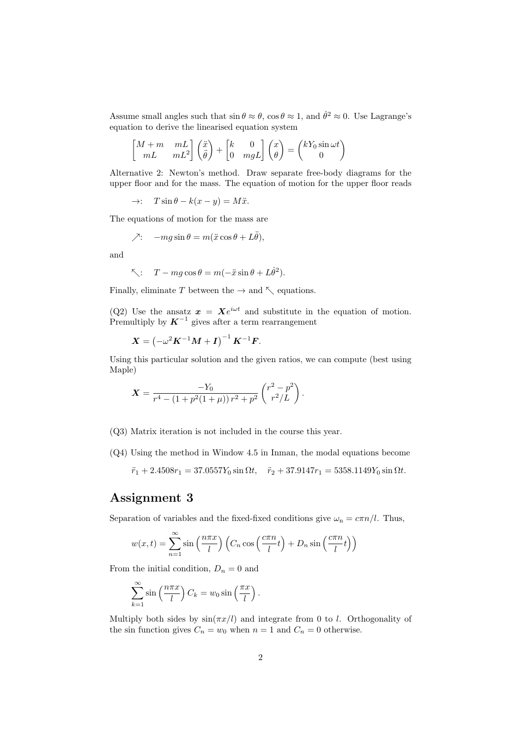Assume small angles such that $\sin\theta \approx \theta$, $\cos\theta \approx 1$, and $\dot{\theta}^2 \approx 0$. Use Lagrange's equation to derive the linearised equation system

$$\begin{bmatrix} M+m & mL \\ mL & mL^2 \end{bmatrix} \begin{pmatrix} \ddot{x} \\ \ddot{\theta} \end{pmatrix} + \begin{bmatrix} k & 0 \\ 0 & mgL \end{bmatrix} \begin{pmatrix} x \\ \theta \end{pmatrix} = \begin{pmatrix} kY_0 \sin\omega t \\ 0 \end{pmatrix}$$

Alternative 2: Newton's method. Draw separate free-body diagrams for the upper floor and for the mass. The equation of motion for the upper floor reads

$$\rightarrow: \quad T\sin\theta - k(x-y) = M\ddot{x}.$$

The equations of motion for the mass are

$$\nearrow: \quad -mg\sin\theta = m(\ddot{x}\cos\theta + L\ddot{\theta}),$$

and

$$\nwarrow: \quad T - mg\cos\theta = m(-\ddot{x}\sin\theta + L\dot{\theta}^2).$$

Finally, eliminate $T$ between the $\rightarrow$ and $\nwarrow$ equations.

(Q2) Use the ansatz $\boldsymbol{x} = \boldsymbol{X}e^{i\omega t}$ and substitute in the equation of motion. Premultiply by $\boldsymbol{K}^{-1}$ gives after a term rearrangement

$$\boldsymbol{X} = \left(-\omega^2 \boldsymbol{K}^{-1}\boldsymbol{M} + \boldsymbol{I}\right)^{-1} \boldsymbol{K}^{-1}\boldsymbol{F}.$$

Using this particular solution and the given ratios, we can compute (best using Maple)

$$\boldsymbol{X} = \frac{-Y_0}{r^4 - (1 + p^2(1+\mu))\,r^2 + p^2} \begin{pmatrix} r^2 - p^2 \\ r^2/L \end{pmatrix}.$$

(Q3) Matrix iteration is not included in the course this year.

(Q4) Using the method in Window 4.5 in Inman, the modal equations become

$$\ddot{r}_1 + 2.4508 r_1 = 37.0557 Y_0 \sin\Omega t, \quad \ddot{r}_2 + 37.9147 r_1 = 5358.1149 Y_0 \sin\Omega t.$$

## Assignment 3

Separation of variables and the fixed-fixed conditions give $\omega_\mathrm{n} = c\pi n/l$. Thus,

$$w(x,t) = \sum_{n=1}^{\infty} \sin\left(\frac{n\pi x}{l}\right) \left(C_n \cos\left(\frac{c\pi n}{l}t\right) + D_n \sin\left(\frac{c\pi n}{l}t\right)\right)$$

From the initial condition, $D_n = 0$ and

$$\sum_{k=1}^{\infty} \sin\left(\frac{n\pi x}{l}\right) C_k = w_0 \sin\left(\frac{\pi x}{l}\right).$$

Multiply both sides by $\sin(\pi x/l)$ and integrate from 0 to $l$. Orthogonality of the sin function gives $C_n = w_0$ when $n = 1$ and $C_n = 0$ otherwise.